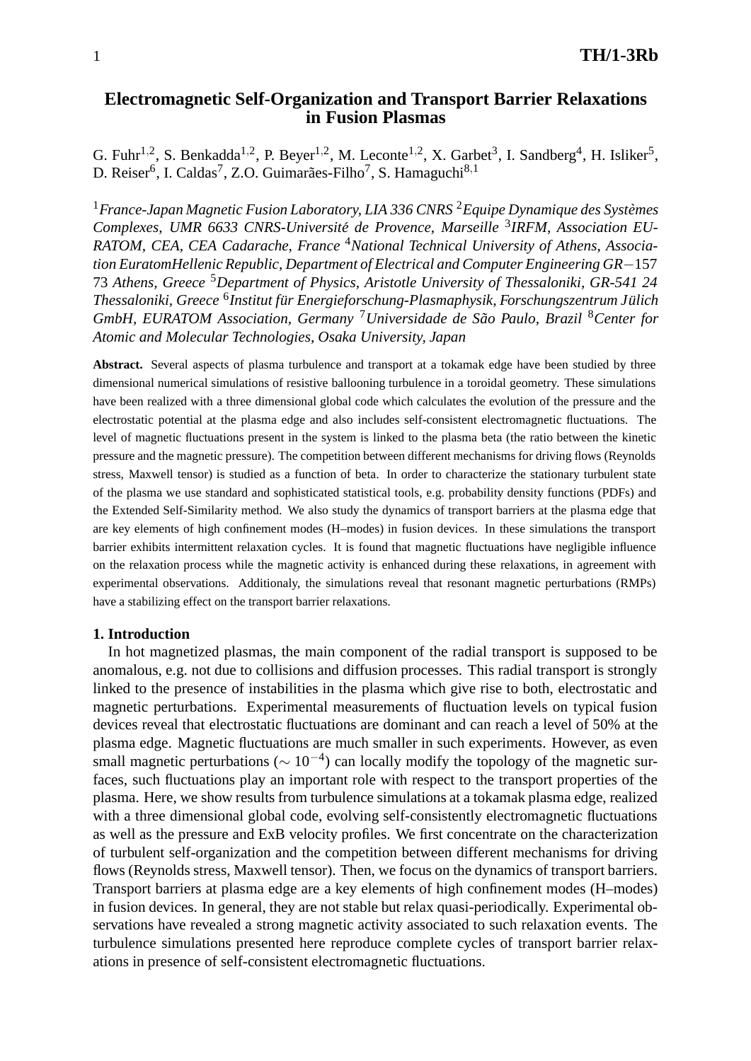# Electromagnetic Self-Organization and Transport Barrier Relaxations in Fusion Plasmas

G. Fuhr[1,2], S. Benkadda[1,2], P. Beyer[1,2], M. Leconte[1,2], X. Garbet[3], I. Sandberg[4], H. Isliker[5], D. Reiser[6], I. Caldas[7], Z.O. Guimarães-Filho[7], S. Hamaguchi[8,1]

[1]*France-Japan Magnetic Fusion Laboratory, LIA 336 CNRS* [2]*Equipe Dynamique des Systèmes Complexes, UMR 6633 CNRS-Université de Provence, Marseille* [3]*IRFM, Association EURATOM, CEA, CEA Cadarache, France* [4]*National Technical University of Athens, Association EuratomHellenic Republic, Department of Electrical and Computer Engineering GR−157 73 Athens, Greece* [5]*Department of Physics, Aristotle University of Thessaloniki, GR-541 24 Thessaloniki, Greece* [6]*Institut für Energieforschung-Plasmaphysik, Forschungszentrum Jülich GmbH, EURATOM Association, Germany* [7]*Universidade de São Paulo, Brazil* [8]*Center for Atomic and Molecular Technologies, Osaka University, Japan*

**Abstract.** Several aspects of plasma turbulence and transport at a tokamak edge have been studied by three dimensional numerical simulations of resistive ballooning turbulence in a toroidal geometry. These simulations have been realized with a three dimensional global code which calculates the evolution of the pressure and the electrostatic potential at the plasma edge and also includes self-consistent electromagnetic fluctuations. The level of magnetic fluctuations present in the system is linked to the plasma beta (the ratio between the kinetic pressure and the magnetic pressure). The competition between different mechanisms for driving flows (Reynolds stress, Maxwell tensor) is studied as a function of beta. In order to characterize the stationary turbulent state of the plasma we use standard and sophisticated statistical tools, e.g. probability density functions (PDFs) and the Extended Self-Similarity method. We also study the dynamics of transport barriers at the plasma edge that are key elements of high confinement modes (H–modes) in fusion devices. In these simulations the transport barrier exhibits intermittent relaxation cycles. It is found that magnetic fluctuations have negligible influence on the relaxation process while the magnetic activity is enhanced during these relaxations, in agreement with experimental observations. Additionaly, the simulations reveal that resonant magnetic perturbations (RMPs) have a stabilizing effect on the transport barrier relaxations.

## 1. Introduction

In hot magnetized plasmas, the main component of the radial transport is supposed to be anomalous, e.g. not due to collisions and diffusion processes. This radial transport is strongly linked to the presence of instabilities in the plasma which give rise to both, electrostatic and magnetic perturbations. Experimental measurements of fluctuation levels on typical fusion devices reveal that electrostatic fluctuations are dominant and can reach a level of 50% at the plasma edge. Magnetic fluctuations are much smaller in such experiments. However, as even small magnetic perturbations ($\sim 10^{-4}$) can locally modify the topology of the magnetic surfaces, such fluctuations play an important role with respect to the transport properties of the plasma. Here, we show results from turbulence simulations at a tokamak plasma edge, realized with a three dimensional global code, evolving self-consistently electromagnetic fluctuations as well as the pressure and ExB velocity profiles. We first concentrate on the characterization of turbulent self-organization and the competition between different mechanisms for driving flows (Reynolds stress, Maxwell tensor). Then, we focus on the dynamics of transport barriers. Transport barriers at plasma edge are a key elements of high confinement modes (H–modes) in fusion devices. In general, they are not stable but relax quasi-periodically. Experimental observations have revealed a strong magnetic activity associated to such relaxation events. The turbulence simulations presented here reproduce complete cycles of transport barrier relaxations in presence of self-consistent electromagnetic fluctuations.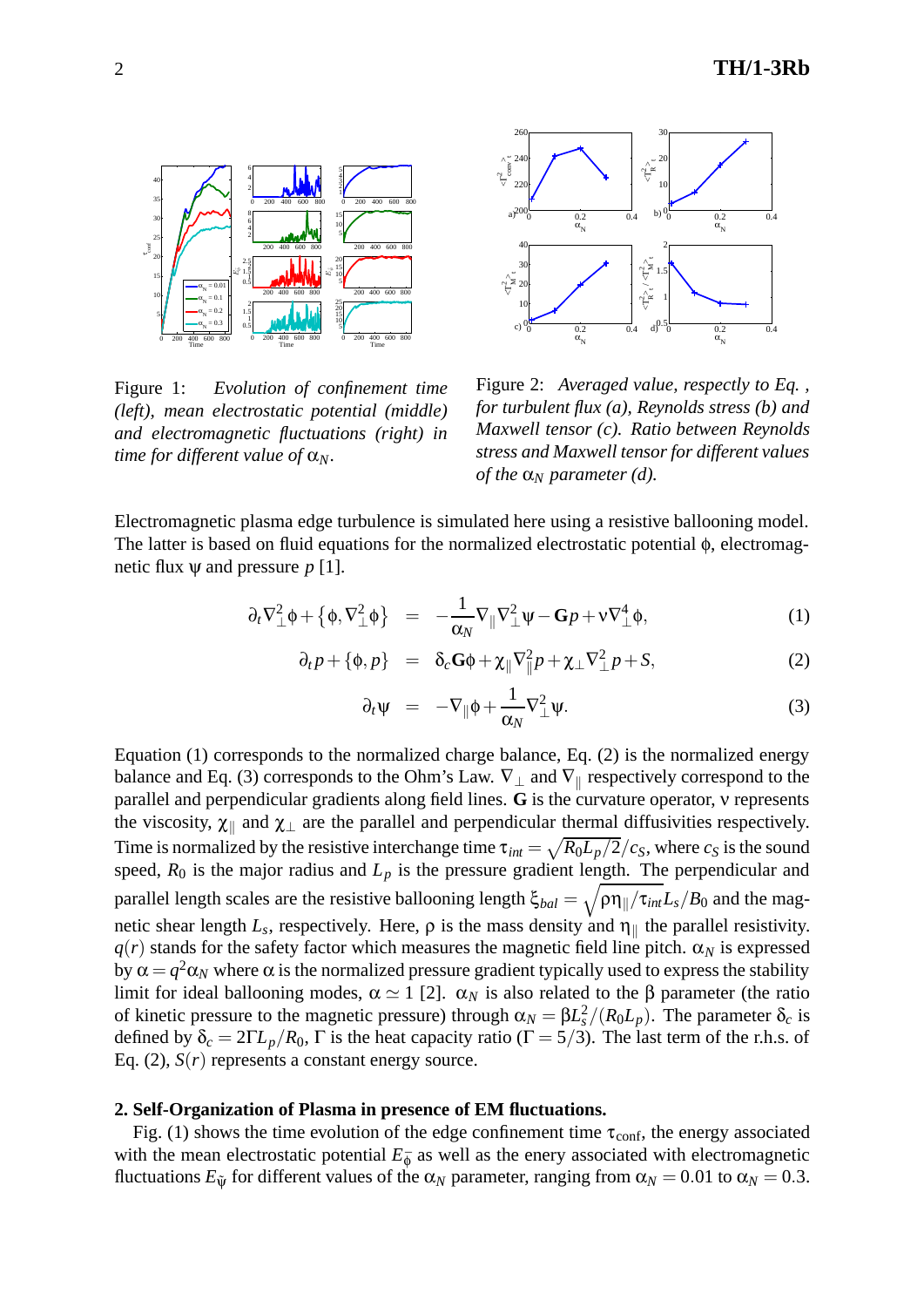Figure 1: *Evolution of confinement time (left), mean electrostatic potential (middle) and electromagnetic fluctuations (right) in time for different value of* $\alpha_N$.

Figure 2: *Averaged value, respectly to Eq. , for turbulent flux (a), Reynolds stress (b) and Maxwell tensor (c). Ratio between Reynolds stress and Maxwell tensor for different values of the* $\alpha_N$ *parameter (d).*

Electromagnetic plasma edge turbulence is simulated here using a resistive ballooning model. The latter is based on fluid equations for the normalized electrostatic potential $\phi$, electromagnetic flux $\psi$ and pressure $p$ [1].

$$\partial_t \nabla_\perp^2 \phi + \{\phi, \nabla_\perp^2 \phi\} = -\frac{1}{\alpha_N} \nabla_\parallel \nabla_\perp^2 \psi - \mathbf{G} p + \nu \nabla_\perp^4 \phi, \quad (1)$$

$$\partial_t p + \{\phi, p\} = \delta_c \mathbf{G} \phi + \chi_\parallel \nabla_\parallel^2 p + \chi_\perp \nabla_\perp^2 p + S, \quad (2)$$

$$\partial_t \psi = -\nabla_\parallel \phi + \frac{1}{\alpha_N} \nabla_\perp^2 \psi. \quad (3)$$

Equation (1) corresponds to the normalized charge balance, Eq. (2) is the normalized energy balance and Eq. (3) corresponds to the Ohm's Law. $\nabla_\perp$ and $\nabla_\parallel$ respectively correspond to the parallel and perpendicular gradients along field lines. $\mathbf{G}$ is the curvature operator, $\nu$ represents the viscosity, $\chi_\parallel$ and $\chi_\perp$ are the parallel and perpendicular thermal diffusivities respectively. Time is normalized by the resistive interchange time $\tau_{int} = \sqrt{R_0 L_p/2}/c_S$, where $c_S$ is the sound speed, $R_0$ is the major radius and $L_p$ is the pressure gradient length. The perpendicular and parallel length scales are the resistive ballooning length $\xi_{bal} = \sqrt{\rho \eta_\parallel / \tau_{int}} L_s / B_0$ and the magnetic shear length $L_s$, respectively. Here, $\rho$ is the mass density and $\eta_\parallel$ the parallel resistivity. $q(r)$ stands for the safety factor which measures the magnetic field line pitch. $\alpha_N$ is expressed by $\alpha = q^2 \alpha_N$ where $\alpha$ is the normalized pressure gradient typically used to express the stability limit for ideal ballooning modes, $\alpha \simeq 1$ [2]. $\alpha_N$ is also related to the $\beta$ parameter (the ratio of kinetic pressure to the magnetic pressure) through $\alpha_N = \beta L_s^2/(R_0 L_p)$. The parameter $\delta_c$ is defined by $\delta_c = 2\Gamma L_p / R_0$, $\Gamma$ is the heat capacity ratio ($\Gamma = 5/3$). The last term of the r.h.s. of Eq. (2), $S(r)$ represents a constant energy source.

## 2. Self-Organization of Plasma in presence of EM fluctuations.

Fig. (1) shows the time evolution of the edge confinement time $\tau_{\text{conf}}$, the energy associated with the mean electrostatic potential $E_{\bar{\phi}}$ as well as the enery associated with electromagnetic fluctuations $E_{\tilde{\psi}}$ for different values of the $\alpha_N$ parameter, ranging from $\alpha_N = 0.01$ to $\alpha_N = 0.3$.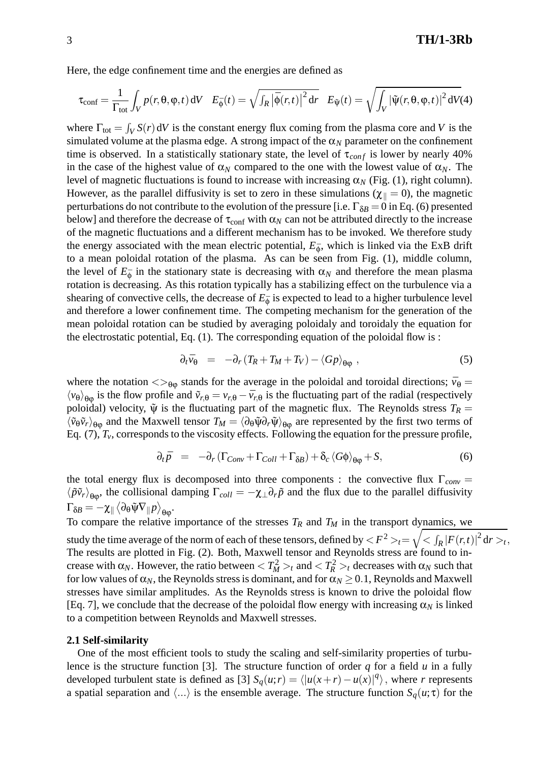Here, the edge confinement time and the energies are defined as

$$\tau_{\rm conf} = \frac{1}{\Gamma_{\rm tot}} \int_V p(r,\theta,\varphi,t)\,{\rm d}V \quad E_{\bar\phi}(t) = \sqrt{\int_R \left|\bar\phi(r,t)\right|^2 {\rm d}r} \quad E_{\tilde\psi}(t) = \sqrt{\int_V \left|\tilde\psi(r,\theta,\varphi,t)\right|^2 {\rm d}V} \quad (4)$$

where $\Gamma_{\rm tot} = \int_V S(r)\,{\rm d}V$ is the constant energy flux coming from the plasma core and $V$ is the simulated volume at the plasma edge. A strong impact of the $\alpha_N$ parameter on the confinement time is observed. In a statistically stationary state, the level of $\tau_{conf}$ is lower by nearly 40% in the case of the highest value of $\alpha_N$ compared to the one with the lowest value of $\alpha_N$. The level of magnetic fluctuations is found to increase with increasing $\alpha_N$ (Fig. (1), right column). However, as the parallel diffusivity is set to zero in these simulations ($\chi_\parallel = 0$), the magnetic perturbations do not contribute to the evolution of the pressure [i.e. $\Gamma_{\delta B} = 0$ in Eq. (6) presented below] and therefore the decrease of $\tau_{\rm conf}$ with $\alpha_N$ can not be attributed directly to the increase of the magnetic fluctuations and a different mechanism has to be invoked. We therefore study the energy associated with the mean electric potential, $E_{\bar\phi}$, which is linked via the ExB drift to a mean poloidal rotation of the plasma. As can be seen from Fig. (1), middle column, the level of $E_{\bar\phi}$ in the stationary state is decreasing with $\alpha_N$ and therefore the mean plasma rotation is decreasing. As this rotation typically has a stabilizing effect on the turbulence via a shearing of convective cells, the decrease of $E_{\bar\phi}$ is expected to lead to a higher turbulence level and therefore a lower confinement time. The competing mechanism for the generation of the mean poloidal rotation can be studied by averaging poloidaly and toroidaly the equation for the electrostatic potential, Eq. (1). The corresponding equation of the poloidal flow is :

$$\partial_t \bar{v_\theta} \;=\; -\partial_r \left(T_R + T_M + T_V\right) - \langle Gp \rangle_{\theta\varphi}\ , \qquad (5)$$

where the notation $<>_{\theta\varphi}$ stands for the average in the poloidal and toroidal directions; $\bar{v_\theta} = \langle v_\theta \rangle_{\theta\varphi}$ is the flow profile and $\tilde v_{r,\theta} = v_{r,\theta} - \bar{v}_{r,\theta}$ is the fluctuating part of the radial (respectively poloidal) velocity, $\tilde\psi$ is the fluctuating part of the magnetic flux. The Reynolds stress $T_R = \langle \tilde v_\theta \tilde v_r \rangle_{\theta\varphi}$ and the Maxwell tensor $T_M = \langle \partial_\theta \tilde\psi \partial_r \tilde\psi \rangle_{\theta\varphi}$ are represented by the first two terms of Eq. (7), $T_v$, corresponds to the viscosity effects. Following the equation for the pressure profile,

$$\partial_t \bar{p} \;=\; -\partial_r \left(\Gamma_{Conv} + \Gamma_{Coll} + \Gamma_{\delta B}\right) + \delta_c \langle G\phi \rangle_{\theta\varphi} + S, \qquad (6)$$

the total energy flux is decomposed into three components : the convective flux $\Gamma_{conv} = \langle \tilde p \tilde v_r \rangle_{\theta\varphi}$, the collisional damping $\Gamma_{coll} = -\chi_\perp \partial_r \tilde p$ and the flux due to the parallel diffusivity $\Gamma_{\delta B} = -\chi_\parallel \left\langle \partial_\theta \tilde\psi \nabla_\parallel p \right\rangle_{\theta\varphi}$.

To compare the relative importance of the stresses $T_R$ and $T_M$ in the transport dynamics, we study the time average of the norm of each of these tensors, defined by $< F^2 >_t = \sqrt{< \int_R |F(r,t)|^2 \, {\rm d}r >_t}$, The results are plotted in Fig. (2). Both, Maxwell tensor and Reynolds stress are found to increase with $\alpha_N$. However, the ratio between $< T_M^2 >_t$ and $< T_R^2 >_t$ decreases with $\alpha_N$ such that for low values of $\alpha_N$, the Reynolds stress is dominant, and for $\alpha_N \geq 0.1$, Reynolds and Maxwell stresses have similar amplitudes. As the Reynolds stress is known to drive the poloidal flow [Eq. 7], we conclude that the decrease of the poloidal flow energy with increasing $\alpha_N$ is linked to a competition between Reynolds and Maxwell stresses.

### 2.1 Self-similarity

One of the most efficient tools to study the scaling and self-similarity properties of turbulence is the structure function [3]. The structure function of order $q$ for a field $u$ in a fully developed turbulent state is defined as [3] $S_q(u;r) = \langle |u(x+r) - u(x)|^q \rangle$, where $r$ represents a spatial separation and $\langle ... \rangle$ is the ensemble average. The structure function $S_q(u;\tau)$ for the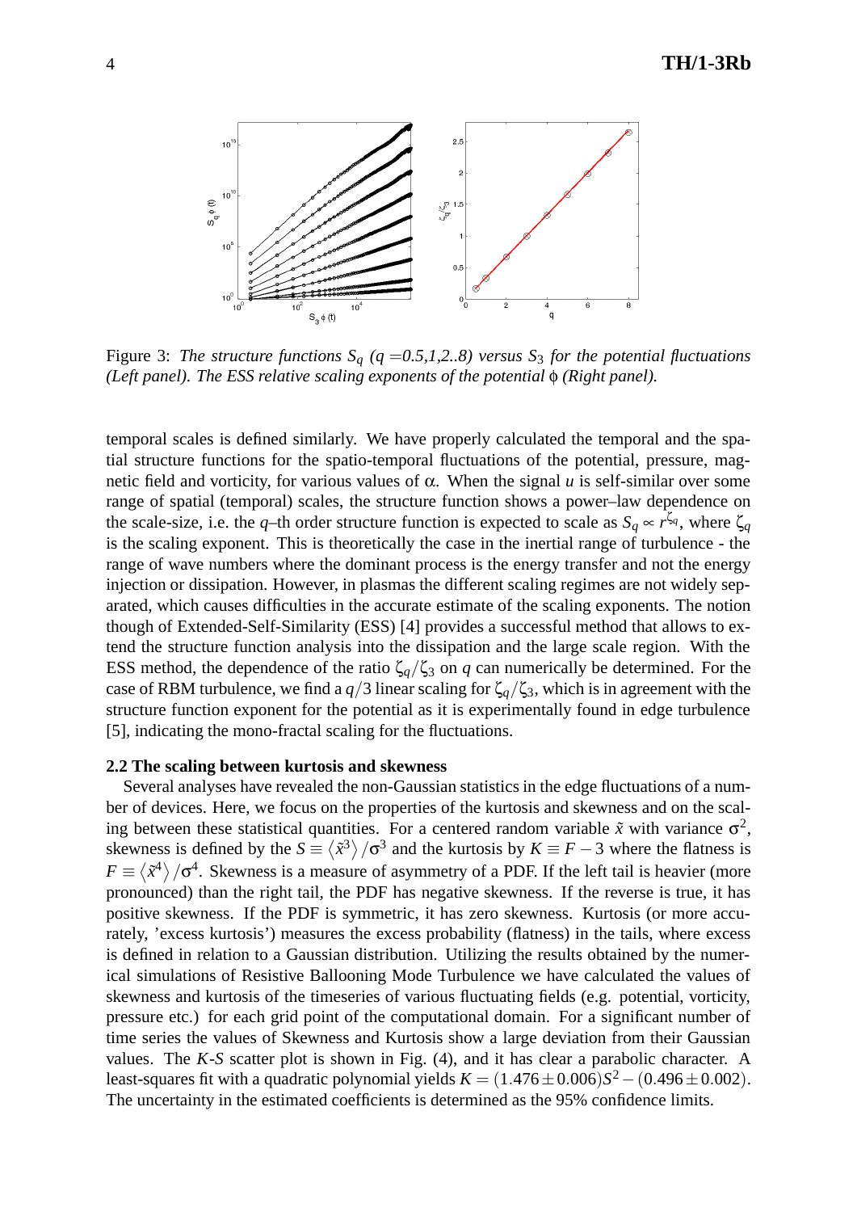Figure 3: *The structure functions $S_q$ ($q$ =0.5,1,2..8) versus $S_3$ for the potential fluctuations (Left panel). The ESS relative scaling exponents of the potential $\phi$ (Right panel).*

temporal scales is defined similarly. We have properly calculated the temporal and the spatial structure functions for the spatio-temporal fluctuations of the potential, pressure, magnetic field and vorticity, for various values of $\alpha$. When the signal $u$ is self-similar over some range of spatial (temporal) scales, the structure function shows a power–law dependence on the scale-size, i.e. the $q$–th order structure function is expected to scale as $S_q \propto r^{\zeta_q}$, where $\zeta_q$ is the scaling exponent. This is theoretically the case in the inertial range of turbulence - the range of wave numbers where the dominant process is the energy transfer and not the energy injection or dissipation. However, in plasmas the different scaling regimes are not widely separated, which causes difficulties in the accurate estimate of the scaling exponents. The notion though of Extended-Self-Similarity (ESS) [4] provides a successful method that allows to extend the structure function analysis into the dissipation and the large scale region. With the ESS method, the dependence of the ratio $\zeta_q/\zeta_3$ on $q$ can numerically be determined. For the case of RBM turbulence, we find a $q/3$ linear scaling for $\zeta_q/\zeta_3$, which is in agreement with the structure function exponent for the potential as it is experimentally found in edge turbulence [5], indicating the mono-fractal scaling for the fluctuations.

### 2.2 The scaling between kurtosis and skewness

Several analyses have revealed the non-Gaussian statistics in the edge fluctuations of a number of devices. Here, we focus on the properties of the kurtosis and skewness and on the scaling between these statistical quantities. For a centered random variable $\tilde{x}$ with variance $\sigma^2$, skewness is defined by the $S \equiv \langle \tilde{x}^3 \rangle / \sigma^3$ and the kurtosis by $K \equiv F - 3$ where the flatness is $F \equiv \langle \tilde{x}^4 \rangle / \sigma^4$. Skewness is a measure of asymmetry of a PDF. If the left tail is heavier (more pronounced) than the right tail, the PDF has negative skewness. If the reverse is true, it has positive skewness. If the PDF is symmetric, it has zero skewness. Kurtosis (or more accurately, 'excess kurtosis') measures the excess probability (flatness) in the tails, where excess is defined in relation to a Gaussian distribution. Utilizing the results obtained by the numerical simulations of Resistive Ballooning Mode Turbulence we have calculated the values of skewness and kurtosis of the timeseries of various fluctuating fields (e.g. potential, vorticity, pressure etc.) for each grid point of the computational domain. For a significant number of time series the values of Skewness and Kurtosis show a large deviation from their Gaussian values. The $K$-$S$ scatter plot is shown in Fig. (4), and it has clear a parabolic character. A least-squares fit with a quadratic polynomial yields $K = (1.476 \pm 0.006)S^2 - (0.496 \pm 0.002)$. The uncertainty in the estimated coefficients is determined as the 95% confidence limits.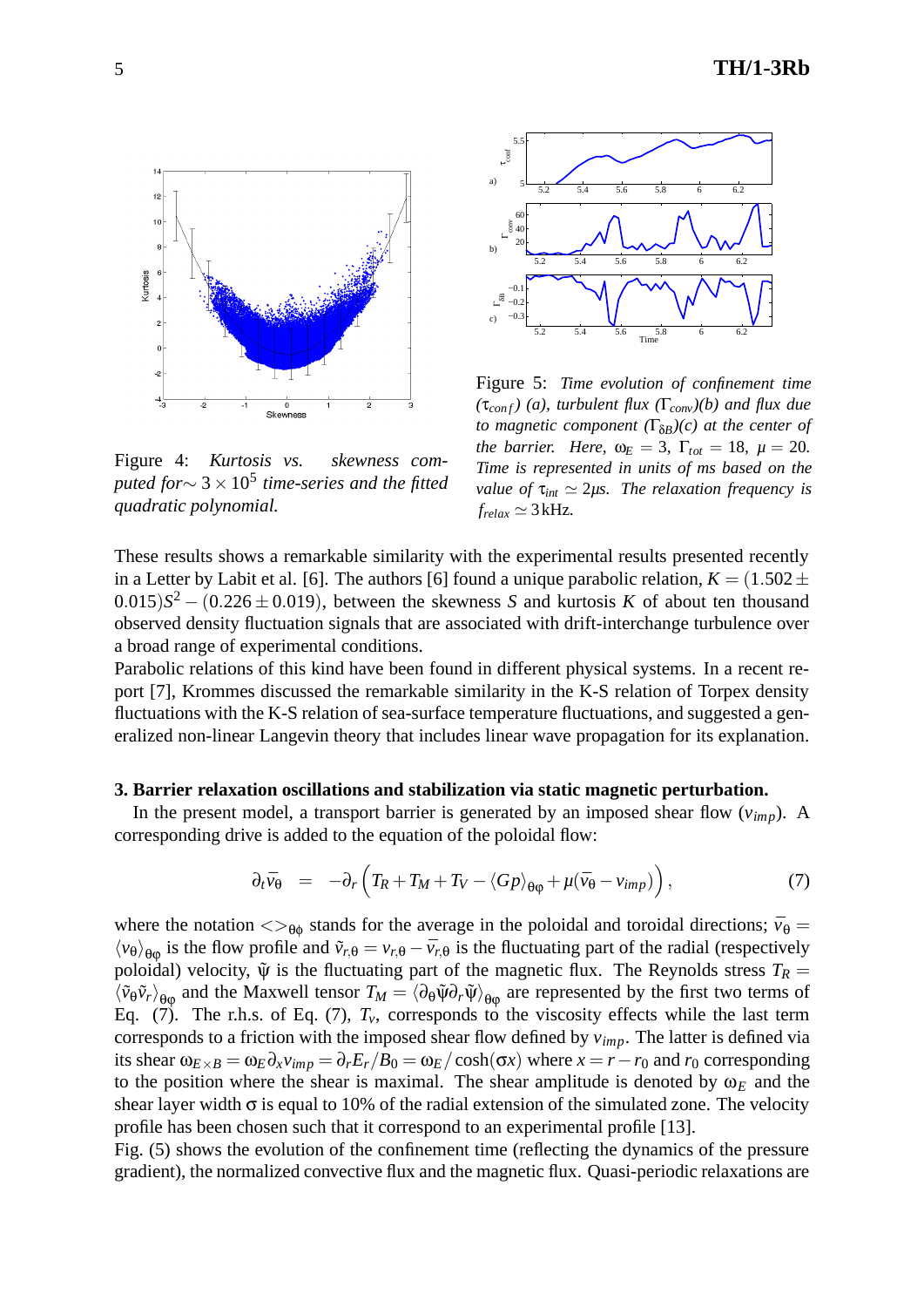Figure 4: *Kurtosis vs. skewness computed for* $\sim 3 \times 10^5$ *time-series and the fitted quadratic polynomial.*

Figure 5: *Time evolution of confinement time* ($\tau_{conf}$) *(a), turbulent flux* ($\Gamma_{conv}$)*(b) and flux due to magnetic component* ($\Gamma_{\delta B}$)*(c) at the center of the barrier. Here,* $\omega_E = 3$, $\Gamma_{tot} = 18$, $\mu = 20$. *Time is represented in units of ms based on the value of* $\tau_{int} \simeq 2\mu s$. *The relaxation frequency is* $f_{relax} \simeq 3\,\text{kHz}$.

These results shows a remarkable similarity with the experimental results presented recently in a Letter by Labit et al. [6]. The authors [6] found a unique parabolic relation, $K = (1.502 \pm 0.015)S^2 - (0.226 \pm 0.019)$, between the skewness $S$ and kurtosis $K$ of about ten thousand observed density fluctuation signals that are associated with drift-interchange turbulence over a broad range of experimental conditions.
Parabolic relations of this kind have been found in different physical systems. In a recent report [7], Krommes discussed the remarkable similarity in the K-S relation of Torpex density fluctuations with the K-S relation of sea-surface temperature fluctuations, and suggested a generalized non-linear Langevin theory that includes linear wave propagation for its explanation.

### 3. Barrier relaxation oscillations and stabilization via static magnetic perturbation.

In the present model, a transport barrier is generated by an imposed shear flow ($v_{imp}$). A corresponding drive is added to the equation of the poloidal flow:

$$\partial_t \bar{v}_\theta \;=\; -\partial_r \left( T_R + T_M + T_V - \langle Gp \rangle_{\theta\varphi} + \mu(\bar{v}_\theta - v_{imp}) \right), \tag{7}$$

where the notation $<>_{\theta\phi}$ stands for the average in the poloidal and toroidal directions; $\bar{v}_\theta = \langle v_\theta \rangle_{\theta\varphi}$ is the flow profile and $\tilde{v}_{r,\theta} = v_{r,\theta} - \bar{v}_{r,\theta}$ is the fluctuating part of the radial (respectively poloidal) velocity, $\tilde{\psi}$ is the fluctuating part of the magnetic flux. The Reynolds stress $T_R = \langle \tilde{v}_\theta \tilde{v}_r \rangle_{\theta\varphi}$ and the Maxwell tensor $T_M = \langle \partial_\theta \tilde{\psi} \partial_r \tilde{\psi} \rangle_{\theta\varphi}$ are represented by the first two terms of Eq. (7). The r.h.s. of Eq. (7), $T_v$, corresponds to the viscosity effects while the last term corresponds to a friction with the imposed shear flow defined by $v_{imp}$. The latter is defined via its shear $\omega_{E\times B} = \omega_E \partial_x v_{imp} = \partial_r E_r / B_0 = \omega_E / \cosh(\sigma x)$ where $x = r - r_0$ and $r_0$ corresponding to the position where the shear is maximal. The shear amplitude is denoted by $\omega_E$ and the shear layer width $\sigma$ is equal to 10% of the radial extension of the simulated zone. The velocity profile has been chosen such that it correspond to an experimental profile [13].
Fig. (5) shows the evolution of the confinement time (reflecting the dynamics of the pressure gradient), the normalized convective flux and the magnetic flux. Quasi-periodic relaxations are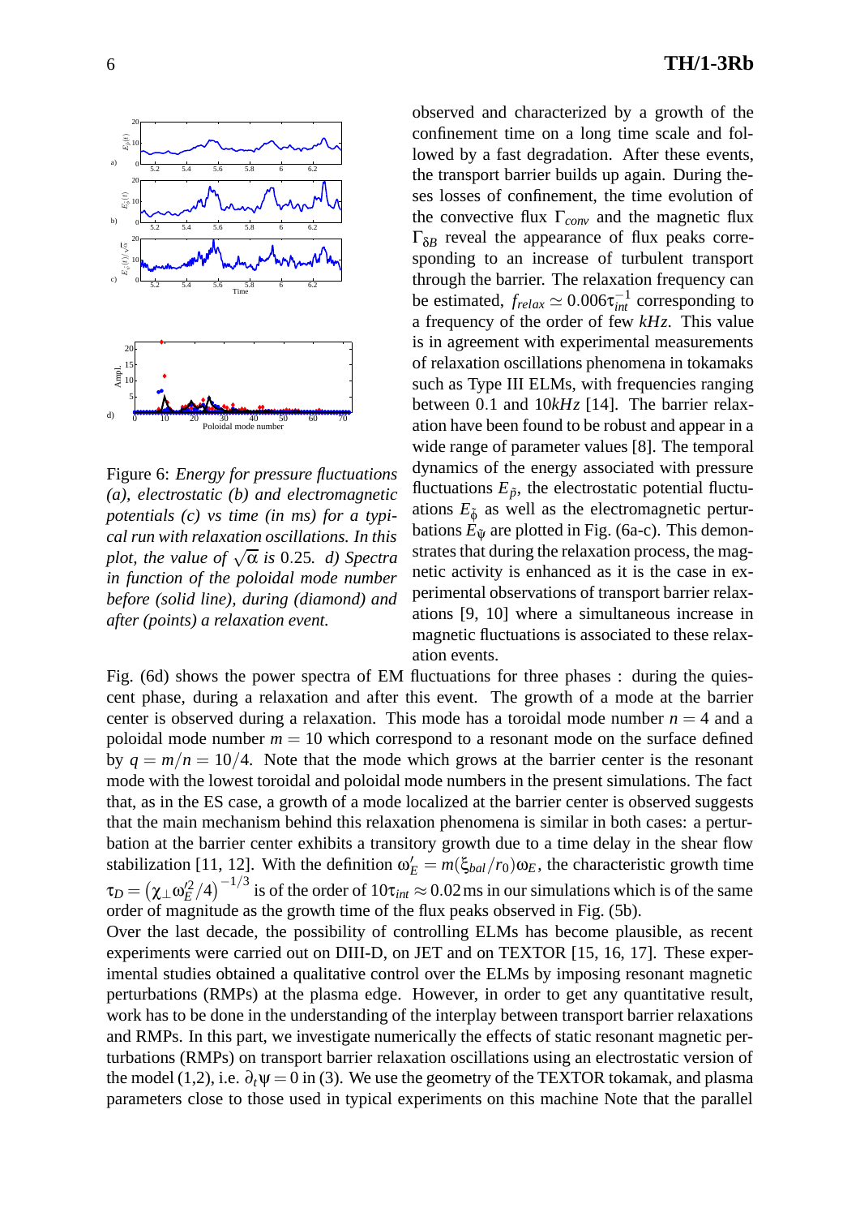Figure 6: *Energy for pressure fluctuations (a), electrostatic (b) and electromagnetic potentials (c) vs time (in ms) for a typical run with relaxation oscillations. In this plot, the value of* $\sqrt{\alpha}$ *is* 0.25*. d) Spectra in function of the poloidal mode number before (solid line), during (diamond) and after (points) a relaxation event.*

observed and characterized by a growth of the confinement time on a long time scale and followed by a fast degradation. After these events, the transport barrier builds up again. During theses losses of confinement, the time evolution of the convective flux $\Gamma_{conv}$ and the magnetic flux $\Gamma_{\delta B}$ reveal the appearance of flux peaks corresponding to an increase of turbulent transport through the barrier. The relaxation frequency can be estimated, $f_{relax} \simeq 0.006\tau_{int}^{-1}$ corresponding to a frequency of the order of few *kHz*. This value is in agreement with experimental measurements of relaxation oscillations phenomena in tokamaks such as Type III ELMs, with frequencies ranging between 0.1 and 10*kHz* [14]. The barrier relaxation have been found to be robust and appear in a wide range of parameter values [8]. The temporal dynamics of the energy associated with pressure fluctuations $E_{\tilde{p}}$, the electrostatic potential fluctuations $E_{\tilde{\phi}}$ as well as the electromagnetic perturbations $E_{\tilde{\psi}}$ are plotted in Fig. (6a-c). This demonstrates that during the relaxation process, the magnetic activity is enhanced as it is the case in experimental observations of transport barrier relaxations [9, 10] where a simultaneous increase in magnetic fluctuations is associated to these relaxation events.

Fig. (6d) shows the power spectra of EM fluctuations for three phases : during the quiescent phase, during a relaxation and after this event. The growth of a mode at the barrier center is observed during a relaxation. This mode has a toroidal mode number $n = 4$ and a poloidal mode number $m = 10$ which correspond to a resonant mode on the surface defined by $q = m/n = 10/4$. Note that the mode which grows at the barrier center is the resonant mode with the lowest toroidal and poloidal mode numbers in the present simulations. The fact that, as in the ES case, a growth of a mode localized at the barrier center is observed suggests that the main mechanism behind this relaxation phenomena is similar in both cases: a perturbation at the barrier center exhibits a transitory growth due to a time delay in the shear flow stabilization [11, 12]. With the definition $\omega_E' = m(\xi_{bal}/r_0)\omega_E$, the characteristic growth time $\tau_D = \left(\chi_\perp \omega_E'^2/4\right)^{-1/3}$ is of the order of $10\tau_{int} \approx 0.02$ ms in our simulations which is of the same order of magnitude as the growth time of the flux peaks observed in Fig. (5b).

Over the last decade, the possibility of controlling ELMs has become plausible, as recent experiments were carried out on DIII-D, on JET and on TEXTOR [15, 16, 17]. These experimental studies obtained a qualitative control over the ELMs by imposing resonant magnetic perturbations (RMPs) at the plasma edge. However, in order to get any quantitative result, work has to be done in the understanding of the interplay between transport barrier relaxations and RMPs. In this part, we investigate numerically the effects of static resonant magnetic perturbations (RMPs) on transport barrier relaxation oscillations using an electrostatic version of the model (1,2), i.e. $\partial_t \psi = 0$ in (3). We use the geometry of the TEXTOR tokamak, and plasma parameters close to those used in typical experiments on this machine Note that the parallel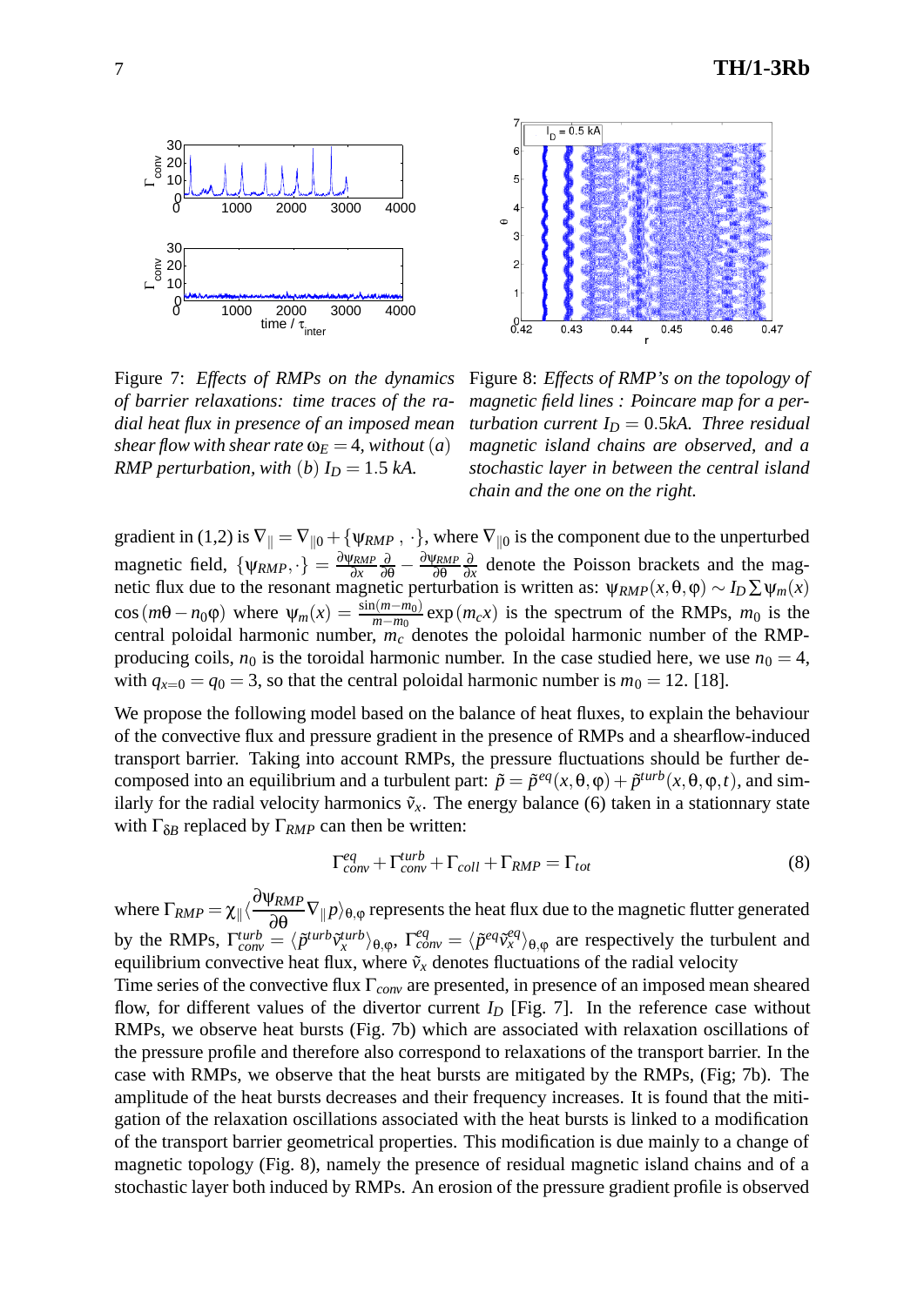Figure 7: *Effects of RMPs on the dynamics of barrier relaxations: time traces of the radial heat flux in presence of an imposed mean shear flow with shear rate $\omega_E = 4$, without $(a)$ RMP perturbation, with $(b)$ $I_D = 1.5$ kA.*

Figure 8: *Effects of RMP's on the topology of magnetic field lines : Poincare map for a perturbation current $I_D = 0.5kA$. Three residual magnetic island chains are observed, and a stochastic layer in between the central island chain and the one on the right.*

gradient in (1,2) is $\nabla_\| = \nabla_{\|0} + \{\psi_{RMP}\,,\cdot\}$, where $\nabla_{\|0}$ is the component due to the unperturbed magnetic field, $\{\psi_{RMP},\cdot\} = \frac{\partial\psi_{RMP}}{\partial x}\frac{\partial}{\partial\theta} - \frac{\partial\psi_{RMP}}{\partial\theta}\frac{\partial}{\partial x}$ denote the Poisson brackets and the magnetic flux due to the resonant magnetic perturbation is written as: $\psi_{RMP}(x,\theta,\varphi) \sim I_D \sum \psi_m(x) \cos(m\theta - n_0\varphi)$ where $\psi_m(x) = \frac{\sin(m-m_0)}{m-m_0}\exp(m_c x)$ is the spectrum of the RMPs, $m_0$ is the central poloidal harmonic number, $m_c$ denotes the poloidal harmonic number of the RMP-producing coils, $n_0$ is the toroidal harmonic number. In the case studied here, we use $n_0 = 4$, with $q_{x=0} = q_0 = 3$, so that the central poloidal harmonic number is $m_0 = 12$. [18].

We propose the following model based on the balance of heat fluxes, to explain the behaviour of the convective flux and pressure gradient in the presence of RMPs and a shearflow-induced transport barrier. Taking into account RMPs, the pressure fluctuations should be further decomposed into an equilibrium and a turbulent part: $\tilde{p} = \tilde{p}^{eq}(x,\theta,\varphi) + \tilde{p}^{turb}(x,\theta,\varphi,t)$, and similarly for the radial velocity harmonics $\tilde{v}_x$. The energy balance (6) taken in a stationnary state with $\Gamma_{\delta B}$ replaced by $\Gamma_{RMP}$ can then be written:

$$\Gamma^{eq}_{conv} + \Gamma^{turb}_{conv} + \Gamma_{coll} + \Gamma_{RMP} = \Gamma_{tot} \tag{8}$$

where $\Gamma_{RMP} = \chi_\| \langle \frac{\partial\psi_{RMP}}{\partial\theta} \nabla_\| p \rangle_{\theta,\varphi}$ represents the heat flux due to the magnetic flutter generated by the RMPs, $\Gamma^{turb}_{conv} = \langle \tilde{p}^{turb}\tilde{v}^{turb}_x \rangle_{\theta,\varphi}$, $\Gamma^{eq}_{conv} = \langle \tilde{p}^{eq}\tilde{v}^{eq}_x \rangle_{\theta,\varphi}$ are respectively the turbulent and equilibrium convective heat flux, where $\tilde{v}_x$ denotes fluctuations of the radial velocity

Time series of the convective flux $\Gamma_{conv}$ are presented, in presence of an imposed mean sheared flow, for different values of the divertor current $I_D$ [Fig. 7]. In the reference case without RMPs, we observe heat bursts (Fig. 7b) which are associated with relaxation oscillations of the pressure profile and therefore also correspond to relaxations of the transport barrier. In the case with RMPs, we observe that the heat bursts are mitigated by the RMPs, (Fig; 7b). The amplitude of the heat bursts decreases and their frequency increases. It is found that the mitigation of the relaxation oscillations associated with the heat bursts is linked to a modification of the transport barrier geometrical properties. This modification is due mainly to a change of magnetic topology (Fig. 8), namely the presence of residual magnetic island chains and of a stochastic layer both induced by RMPs. An erosion of the pressure gradient profile is observed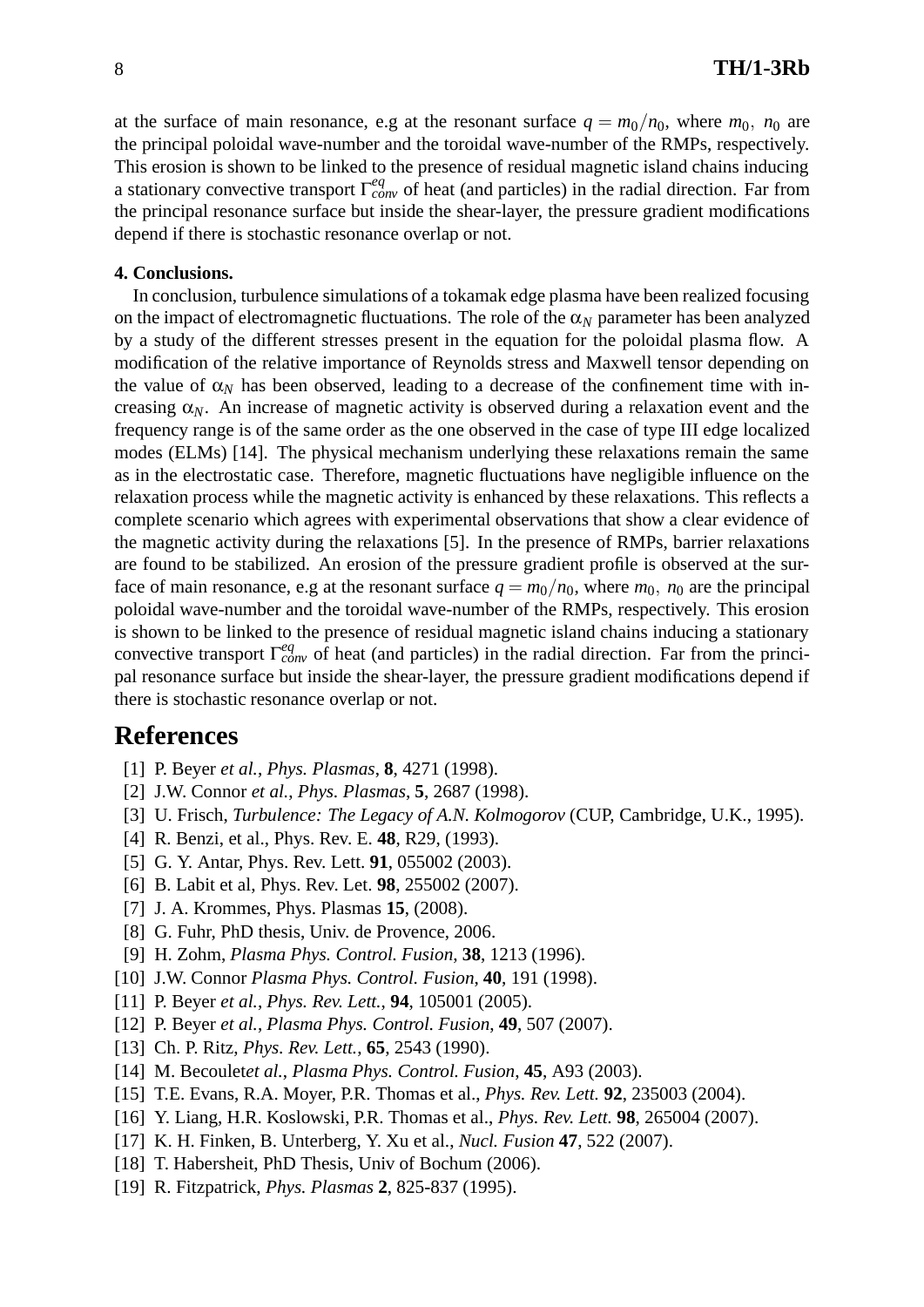at the surface of main resonance, e.g at the resonant surface $q = m_0/n_0$, where $m_0,\ n_0$ are the principal poloidal wave-number and the toroidal wave-number of the RMPs, respectively. This erosion is shown to be linked to the presence of residual magnetic island chains inducing a stationary convective transport $\Gamma^{eq}_{conv}$ of heat (and particles) in the radial direction. Far from the principal resonance surface but inside the shear-layer, the pressure gradient modifications depend if there is stochastic resonance overlap or not.

**4. Conclusions.**

In conclusion, turbulence simulations of a tokamak edge plasma have been realized focusing on the impact of electromagnetic fluctuations. The role of the $\alpha_N$ parameter has been analyzed by a study of the different stresses present in the equation for the poloidal plasma flow. A modification of the relative importance of Reynolds stress and Maxwell tensor depending on the value of $\alpha_N$ has been observed, leading to a decrease of the confinement time with increasing $\alpha_N$. An increase of magnetic activity is observed during a relaxation event and the frequency range is of the same order as the one observed in the case of type III edge localized modes (ELMs) [14]. The physical mechanism underlying these relaxations remain the same as in the electrostatic case. Therefore, magnetic fluctuations have negligible influence on the relaxation process while the magnetic activity is enhanced by these relaxations. This reflects a complete scenario which agrees with experimental observations that show a clear evidence of the magnetic activity during the relaxations [5]. In the presence of RMPs, barrier relaxations are found to be stabilized. An erosion of the pressure gradient profile is observed at the surface of main resonance, e.g at the resonant surface $q = m_0/n_0$, where $m_0,\ n_0$ are the principal poloidal wave-number and the toroidal wave-number of the RMPs, respectively. This erosion is shown to be linked to the presence of residual magnetic island chains inducing a stationary convective transport $\Gamma^{eq}_{conv}$ of heat (and particles) in the radial direction. Far from the principal resonance surface but inside the shear-layer, the pressure gradient modifications depend if there is stochastic resonance overlap or not.

## References

[1] P. Beyer *et al.*, *Phys. Plasmas*, **8**, 4271 (1998).
[2] J.W. Connor *et al.*, *Phys. Plasmas*, **5**, 2687 (1998).
[3] U. Frisch, *Turbulence: The Legacy of A.N. Kolmogorov* (CUP, Cambridge, U.K., 1995).
[4] R. Benzi, et al., Phys. Rev. E. **48**, R29, (1993).
[5] G. Y. Antar, Phys. Rev. Lett. **91**, 055002 (2003).
[6] B. Labit et al, Phys. Rev. Let. **98**, 255002 (2007).
[7] J. A. Krommes, Phys. Plasmas **15**, (2008).
[8] G. Fuhr, PhD thesis, Univ. de Provence, 2006.
[9] H. Zohm, *Plasma Phys. Control. Fusion*, **38**, 1213 (1996).
[10] J.W. Connor *Plasma Phys. Control. Fusion*, **40**, 191 (1998).
[11] P. Beyer *et al.*, *Phys. Rev. Lett.*, **94**, 105001 (2005).
[12] P. Beyer *et al.*, *Plasma Phys. Control. Fusion*, **49**, 507 (2007).
[13] Ch. P. Ritz, *Phys. Rev. Lett.*, **65**, 2543 (1990).
[14] M. Becoulet*et al.*, *Plasma Phys. Control. Fusion*, **45**, A93 (2003).
[15] T.E. Evans, R.A. Moyer, P.R. Thomas et al., *Phys. Rev. Lett.* **92**, 235003 (2004).
[16] Y. Liang, H.R. Koslowski, P.R. Thomas et al., *Phys. Rev. Lett.* **98**, 265004 (2007).
[17] K. H. Finken, B. Unterberg, Y. Xu et al., *Nucl. Fusion* **47**, 522 (2007).
[18] T. Habersheit, PhD Thesis, Univ of Bochum (2006).
[19] R. Fitzpatrick, *Phys. Plasmas* **2**, 825-837 (1995).